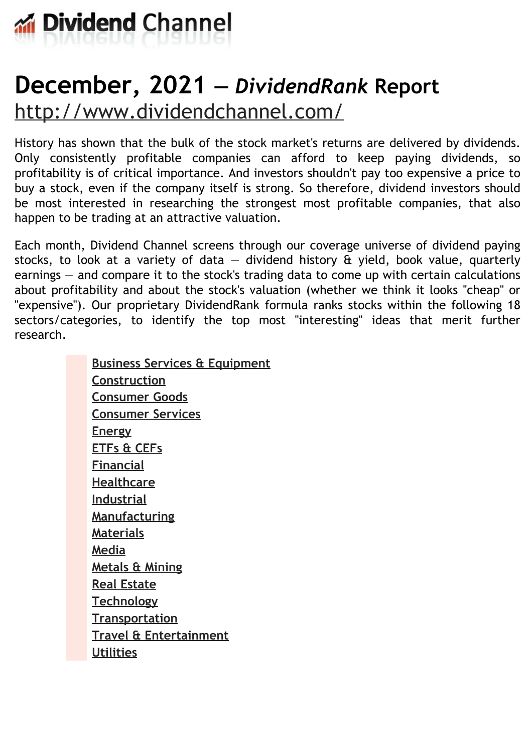# Dividend Channel

# December, 2021 — *DividendRank* Report

http://www.dividendchannel.com/

History has shown that the bulk of the stock market's returns are delivered by dividends. Only consistently profitable companies can afford to keep paying dividends, so profitability is of critical importance. And investors shouldn't pay too expensive a price to buy a stock, even if the company itself is strong. So therefore, dividend investors should be most interested in researching the strongest most profitable companies, that also happen to be trading at an attractive valuation.

Each month, Dividend Channel screens through our coverage universe of dividend paying stocks, to look at a variety of data — dividend history & yield, book value, quarterly earnings — and compare it to the stock's trading data to come up with certain calculations about profitability and about the stock's valuation (whether we think it looks "cheap" or "expensive"). Our proprietary DividendRank formula ranks stocks within the following 18 sectors/categories, to identify the top most "interesting" ideas that merit further research.

- Business Services & Equipment
- Construction
- Consumer Goods
- Consumer Services
- Energy
- ETFs & CEFs
- Financial
- Healthcare
- Industrial
- Manufacturing
- Materials
- Media
- Metals & Mining
- Real Estate
- Technology
- Transportation
- Travel & Entertainment
- Utilities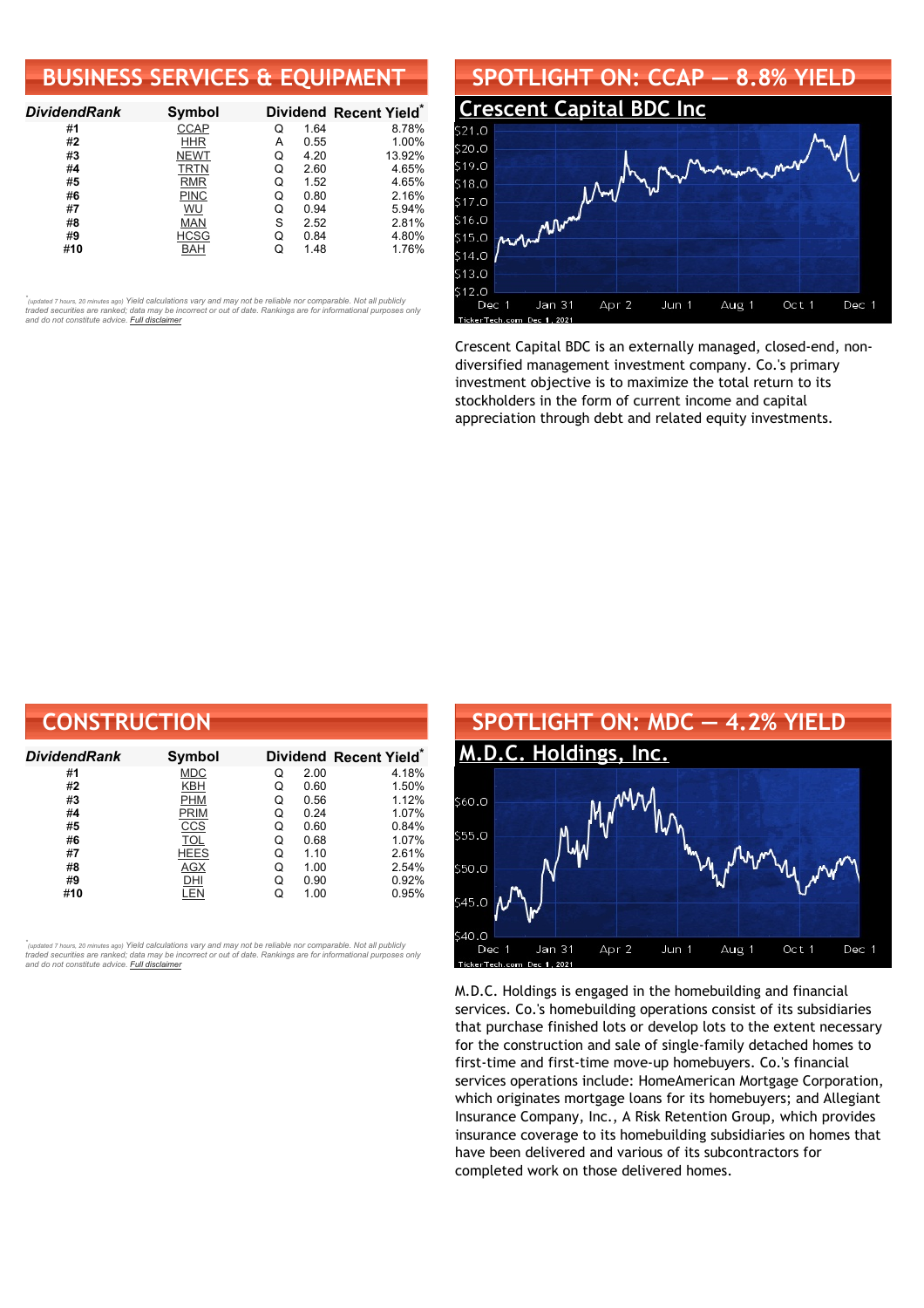## BUSINESS SERVICES & EQUIPMENT

| DividendRank | Symbol | Dividend | | Recent Yield* |
|---|---|---|---|---|
| #1 | CCAP | Q | 1.64 | 8.78% |
| #2 | HHR | A | 0.55 | 1.00% |
| #3 | NEWT | Q | 4.20 | 13.92% |
| #4 | TRTN | Q | 2.60 | 4.65% |
| #5 | RMR | Q | 1.52 | 4.65% |
| #6 | PINC | Q | 0.80 | 2.16% |
| #7 | WU | Q | 0.94 | 5.94% |
| #8 | MAN | S | 2.52 | 2.81% |
| #9 | HCSG | Q | 0.84 | 4.80% |
| #10 | BAH | Q | 1.48 | 1.76% |

*(updated 7 hours, 20 minutes ago) Yield calculations vary and may not be reliable nor comparable. Not all publicly traded securities are ranked; data may be incorrect or out of date. Rankings are for informational purposes only and do not constitute advice. Full disclaimer*

## SPOTLIGHT ON: CCAP — 8.8% YIELD

Crescent Capital BDC Inc

$21.0
$20.0
$19.0
$18.0
$17.0
$16.0
$15.0
$14.0
$13.0
$12.0
Dec 1 Jan 31 Apr 2 Jun 1 Aug 1 Oct 1 Dec 1
TickerTech.com Dec 1, 2021

Crescent Capital BDC is an externally managed, closed-end, non-diversified management investment company. Co.'s primary investment objective is to maximize the total return to its stockholders in the form of current income and capital appreciation through debt and related equity investments.

## CONSTRUCTION

| DividendRank | Symbol | Dividend | | Recent Yield* |
|---|---|---|---|---|
| #1 | MDC | Q | 2.00 | 4.18% |
| #2 | KBH | Q | 0.60 | 1.50% |
| #3 | PHM | Q | 0.56 | 1.12% |
| #4 | PRIM | Q | 0.24 | 1.07% |
| #5 | CCS | Q | 0.60 | 0.84% |
| #6 | TOL | Q | 0.68 | 1.07% |
| #7 | HEES | Q | 1.10 | 2.61% |
| #8 | AGX | Q | 1.00 | 2.54% |
| #9 | DHI | Q | 0.90 | 0.92% |
| #10 | LEN | Q | 1.00 | 0.95% |

*(updated 7 hours, 20 minutes ago) Yield calculations vary and may not be reliable nor comparable. Not all publicly traded securities are ranked; data may be incorrect or out of date. Rankings are for informational purposes only and do not constitute advice. Full disclaimer*

## SPOTLIGHT ON: MDC — 4.2% YIELD

M.D.C. Holdings, Inc.

$60.0
$55.0
$50.0
$45.0
$40.0
Dec 1 Jan 31 Apr 2 Jun 1 Aug 1 Oct 1 Dec 1
TickerTech.com Dec 1, 2021

M.D.C. Holdings is engaged in the homebuilding and financial services. Co.'s homebuilding operations consist of its subsidiaries that purchase finished lots or develop lots to the extent necessary for the construction and sale of single-family detached homes to first-time and first-time move-up homebuyers. Co.'s financial services operations include: HomeAmerican Mortgage Corporation, which originates mortgage loans for its homebuyers; and Allegiant Insurance Company, Inc., A Risk Retention Group, which provides insurance coverage to its homebuilding subsidiaries on homes that have been delivered and various of its subcontractors for completed work on those delivered homes.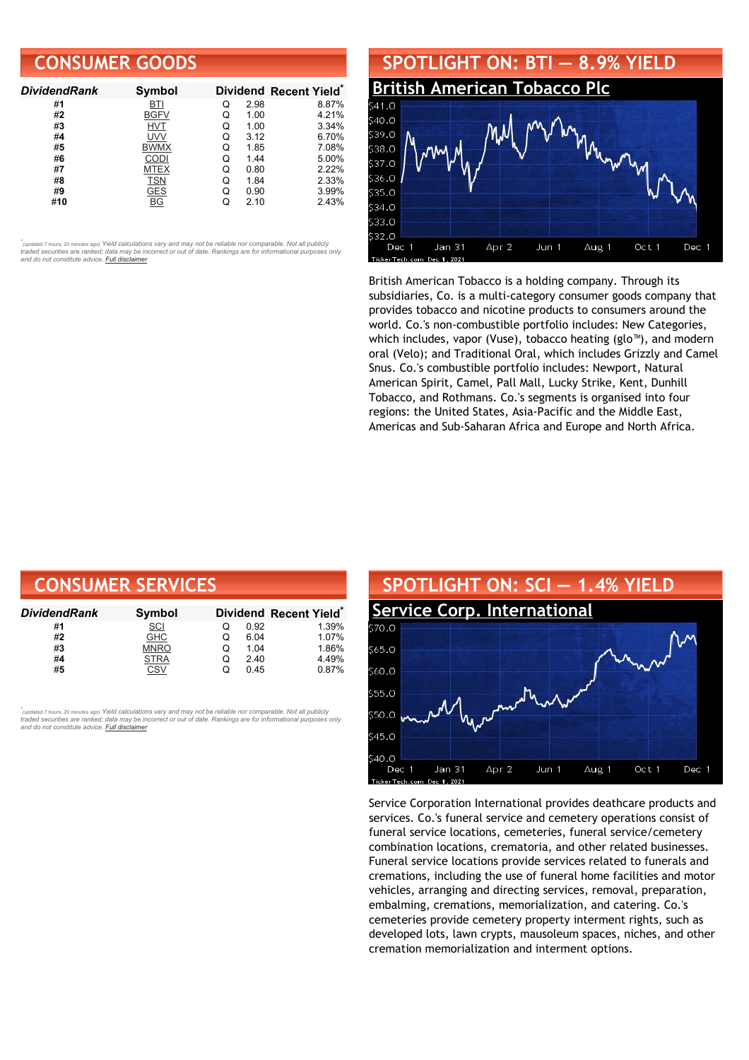## CONSUMER GOODS

| DividendRank | Symbol | Dividend | | Recent Yield* |
|---|---|---|---|---|
| #1 | BTI | Q | 2.98 | 8.87% |
| #2 | BGFV | Q | 1.00 | 4.21% |
| #3 | HVT | Q | 1.00 | 3.34% |
| #4 | UVV | Q | 3.12 | 6.70% |
| #5 | BWMX | Q | 1.85 | 7.08% |
| #6 | CODI | Q | 1.44 | 5.00% |
| #7 | MTEX | Q | 0.80 | 2.22% |
| #8 | TSN | Q | 1.84 | 2.33% |
| #9 | GES | Q | 0.90 | 3.99% |
| #10 | BG | Q | 2.10 | 2.43% |

*(updated 7 hours, 20 minutes ago) Yield calculations vary and may not be reliable nor comparable. Not all publicly traded securities are ranked; data may be incorrect or out of date. Rankings are for informational purposes only and do not constitute advice. Full disclaimer

## SPOTLIGHT ON: BTI — 8.9% YIELD

### British American Tobacco Plc

$41.0
$40.0
$39.0
$38.0
$37.0
$36.0
$35.0
$34.0
$33.0
$32.0
Dec 1 Jan 31 Apr 2 Jun 1 Aug 1 Oct 1 Dec 1
TickerTech.com Dec 1, 2021

British American Tobacco is a holding company. Through its subsidiaries, Co. is a multi-category consumer goods company that provides tobacco and nicotine products to consumers around the world. Co.'s non-combustible portfolio includes: New Categories, which includes, vapor (Vuse), tobacco heating (glo™), and modern oral (Velo); and Traditional Oral, which includes Grizzly and Camel Snus. Co.'s combustible portfolio includes: Newport, Natural American Spirit, Camel, Pall Mall, Lucky Strike, Kent, Dunhill Tobacco, and Rothmans. Co.'s segments is organised into four regions: the United States, Asia-Pacific and the Middle East, Americas and Sub-Saharan Africa and Europe and North Africa.

## CONSUMER SERVICES

| DividendRank | Symbol | Dividend | | Recent Yield* |
|---|---|---|---|---|
| #1 | SCI | Q | 0.92 | 1.39% |
| #2 | GHC | Q | 6.04 | 1.07% |
| #3 | MNRO | Q | 1.04 | 1.86% |
| #4 | STRA | Q | 2.40 | 4.49% |
| #5 | CSV | Q | 0.45 | 0.87% |

*(updated 7 hours, 20 minutes ago) Yield calculations vary and may not be reliable nor comparable. Not all publicly traded securities are ranked; data may be incorrect or out of date. Rankings are for informational purposes only and do not constitute advice. Full disclaimer

## SPOTLIGHT ON: SCI — 1.4% YIELD

### Service Corp. International

$70.0
$65.0
$60.0
$55.0
$50.0
$45.0
$40.0
Dec 1 Jan 31 Apr 2 Jun 1 Aug 1 Oct 1 Dec 1
TickerTech.com Dec 1, 2021

Service Corporation International provides deathcare products and services. Co.'s funeral service and cemetery operations consist of funeral service locations, cemeteries, funeral service/cemetery combination locations, crematoria, and other related businesses. Funeral service locations provide services related to funerals and cremations, including the use of funeral home facilities and motor vehicles, arranging and directing services, removal, preparation, embalming, cremations, memorialization, and catering. Co.'s cemeteries provide cemetery property interment rights, such as developed lots, lawn crypts, mausoleum spaces, niches, and other cremation memorialization and interment options.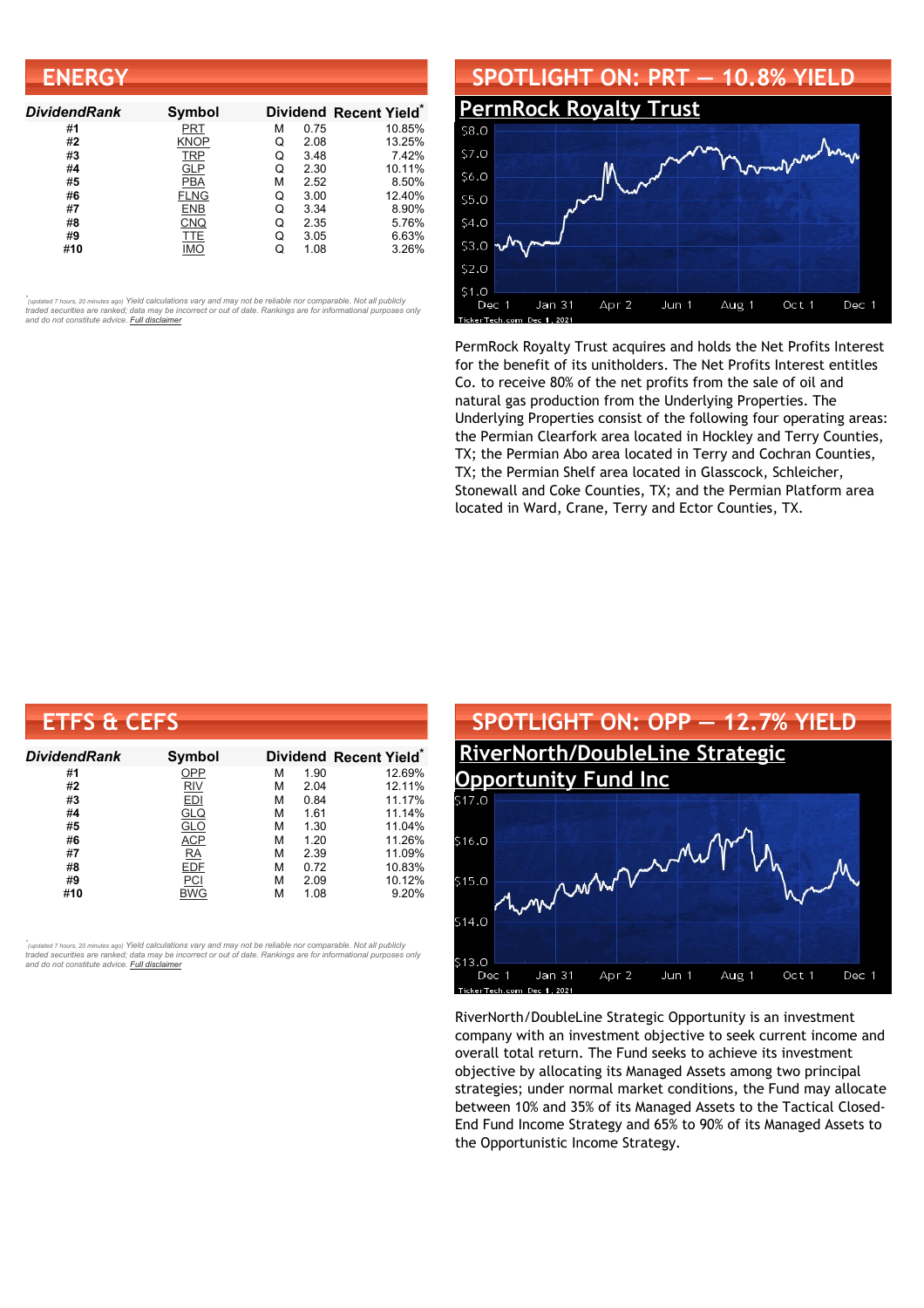## ENERGY

| DividendRank | Symbol | | Dividend | Recent Yield* |
|---|---|---|---|---|
| #1 | PRT | M | 0.75 | 10.85% |
| #2 | KNOP | Q | 2.08 | 13.25% |
| #3 | TRP | Q | 3.48 | 7.42% |
| #4 | GLP | Q | 2.30 | 10.11% |
| #5 | PBA | M | 2.52 | 8.50% |
| #6 | FLNG | Q | 3.00 | 12.40% |
| #7 | ENB | Q | 3.34 | 8.90% |
| #8 | CNQ | Q | 2.35 | 5.76% |
| #9 | TTE | Q | 3.05 | 6.63% |
| #10 | IMO | Q | 1.08 | 3.26% |

*(updated 7 hours, 20 minutes ago) Yield calculations vary and may not be reliable nor comparable. Not all publicly traded securities are ranked; data may be incorrect or out of date. Rankings are for informational purposes only and do not constitute advice. Full disclaimer*

## SPOTLIGHT ON: PRT — 10.8% YIELD

### PermRock Royalty Trust

$8.0
$7.0
$6.0
$5.0
$4.0
$3.0
$2.0
$1.0
Dec 1 Jan 31 Apr 2 Jun 1 Aug 1 Oct 1 Dec 1
TickerTech.com Dec 1, 2021

PermRock Royalty Trust acquires and holds the Net Profits Interest for the benefit of its unitholders. The Net Profits Interest entitles Co. to receive 80% of the net profits from the sale of oil and natural gas production from the Underlying Properties. The Underlying Properties consist of the following four operating areas: the Permian Clearfork area located in Hockley and Terry Counties, TX; the Permian Abo area located in Terry and Cochran Counties, TX; the Permian Shelf area located in Glasscock, Schleicher, Stonewall and Coke Counties, TX; and the Permian Platform area located in Ward, Crane, Terry and Ector Counties, TX.

## ETFS & CEFS

| DividendRank | Symbol | | Dividend | Recent Yield* |
|---|---|---|---|---|
| #1 | OPP | M | 1.90 | 12.69% |
| #2 | RIV | M | 2.04 | 12.11% |
| #3 | EDI | M | 0.84 | 11.17% |
| #4 | GLQ | M | 1.61 | 11.14% |
| #5 | GLO | M | 1.30 | 11.04% |
| #6 | ACP | M | 1.20 | 11.26% |
| #7 | RA | M | 2.39 | 11.09% |
| #8 | EDF | M | 0.72 | 10.83% |
| #9 | PCI | M | 2.09 | 10.12% |
| #10 | BWG | M | 1.08 | 9.20% |

*(updated 7 hours, 20 minutes ago) Yield calculations vary and may not be reliable nor comparable. Not all publicly traded securities are ranked; data may be incorrect or out of date. Rankings are for informational purposes only and do not constitute advice. Full disclaimer*

## SPOTLIGHT ON: OPP — 12.7% YIELD

### RiverNorth/DoubleLine Strategic Opportunity Fund Inc

$17.0
$16.0
$15.0
$14.0
$13.0
Dec 1 Jan 31 Apr 2 Jun 1 Aug 1 Oct 1 Dec 1
TickerTech.com Dec 1, 2021

RiverNorth/DoubleLine Strategic Opportunity is an investment company with an investment objective to seek current income and overall total return. The Fund seeks to achieve its investment objective by allocating its Managed Assets among two principal strategies; under normal market conditions, the Fund may allocate between 10% and 35% of its Managed Assets to the Tactical Closed-End Fund Income Strategy and 65% to 90% of its Managed Assets to the Opportunistic Income Strategy.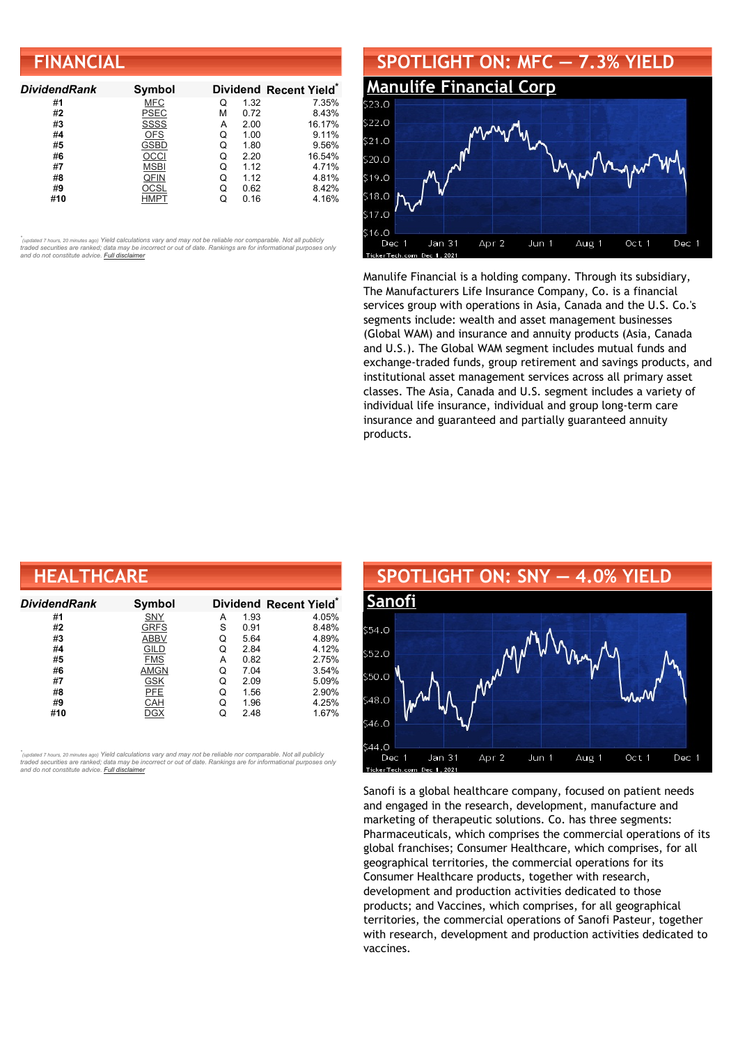## FINANCIAL

| DividendRank | Symbol | Dividend | | Recent Yield* |
|---|---|---|---|---|
| #1 | MFC | Q | 1.32 | 7.35% |
| #2 | PSEC | M | 0.72 | 8.43% |
| #3 | SSSS | A | 2.00 | 16.17% |
| #4 | OFS | Q | 1.00 | 9.11% |
| #5 | GSBD | Q | 1.80 | 9.56% |
| #6 | OCCI | Q | 2.20 | 16.54% |
| #7 | MSBI | Q | 1.12 | 4.71% |
| #8 | QFIN | Q | 1.12 | 4.81% |
| #9 | OCSL | Q | 0.62 | 8.42% |
| #10 | HMPT | Q | 0.16 | 4.16% |

*(updated 7 hours, 20 minutes ago) Yield calculations vary and may not be reliable nor comparable. Not all publicly traded securities are ranked; data may be incorrect or out of date. Rankings are for informational purposes only and do not constitute advice. Full disclaimer*

## SPOTLIGHT ON: MFC — 7.3% YIELD

### Manulife Financial Corp

$23.0
$22.0
$21.0
$20.0
$19.0
$18.0
$17.0
$16.0
Dec 1 Jan 31 Apr 2 Jun 1 Aug 1 Oct 1 Dec 1
TickerTech.com Dec 1, 2021

Manulife Financial is a holding company. Through its subsidiary, The Manufacturers Life Insurance Company, Co. is a financial services group with operations in Asia, Canada and the U.S. Co.'s segments include: wealth and asset management businesses (Global WAM) and insurance and annuity products (Asia, Canada and U.S.). The Global WAM segment includes mutual funds and exchange-traded funds, group retirement and savings products, and institutional asset management services across all primary asset classes. The Asia, Canada and U.S. segment includes a variety of individual life insurance, individual and group long-term care insurance and guaranteed and partially guaranteed annuity products.

## HEALTHCARE

| DividendRank | Symbol | Dividend | | Recent Yield* |
|---|---|---|---|---|
| #1 | SNY | A | 1.93 | 4.05% |
| #2 | GRFS | S | 0.91 | 8.48% |
| #3 | ABBV | Q | 5.64 | 4.89% |
| #4 | GILD | Q | 2.84 | 4.12% |
| #5 | FMS | A | 0.82 | 2.75% |
| #6 | AMGN | Q | 7.04 | 3.54% |
| #7 | GSK | Q | 2.09 | 5.09% |
| #8 | PFE | Q | 1.56 | 2.90% |
| #9 | CAH | Q | 1.96 | 4.25% |
| #10 | DGX | Q | 2.48 | 1.67% |

*(updated 7 hours, 20 minutes ago) Yield calculations vary and may not be reliable nor comparable. Not all publicly traded securities are ranked; data may be incorrect or out of date. Rankings are for informational purposes only and do not constitute advice. Full disclaimer*

## SPOTLIGHT ON: SNY — 4.0% YIELD

### Sanofi

$54.0
$52.0
$50.0
$48.0
$46.0
$44.0
Dec 1 Jan 31 Apr 2 Jun 1 Aug 1 Oct 1 Dec 1
TickerTech.com Dec 1, 2021

Sanofi is a global healthcare company, focused on patient needs and engaged in the research, development, manufacture and marketing of therapeutic solutions. Co. has three segments: Pharmaceuticals, which comprises the commercial operations of its global franchises; Consumer Healthcare, which comprises, for all geographical territories, the commercial operations for its Consumer Healthcare products, together with research, development and production activities dedicated to those products; and Vaccines, which comprises, for all geographical territories, the commercial operations of Sanofi Pasteur, together with research, development and production activities dedicated to vaccines.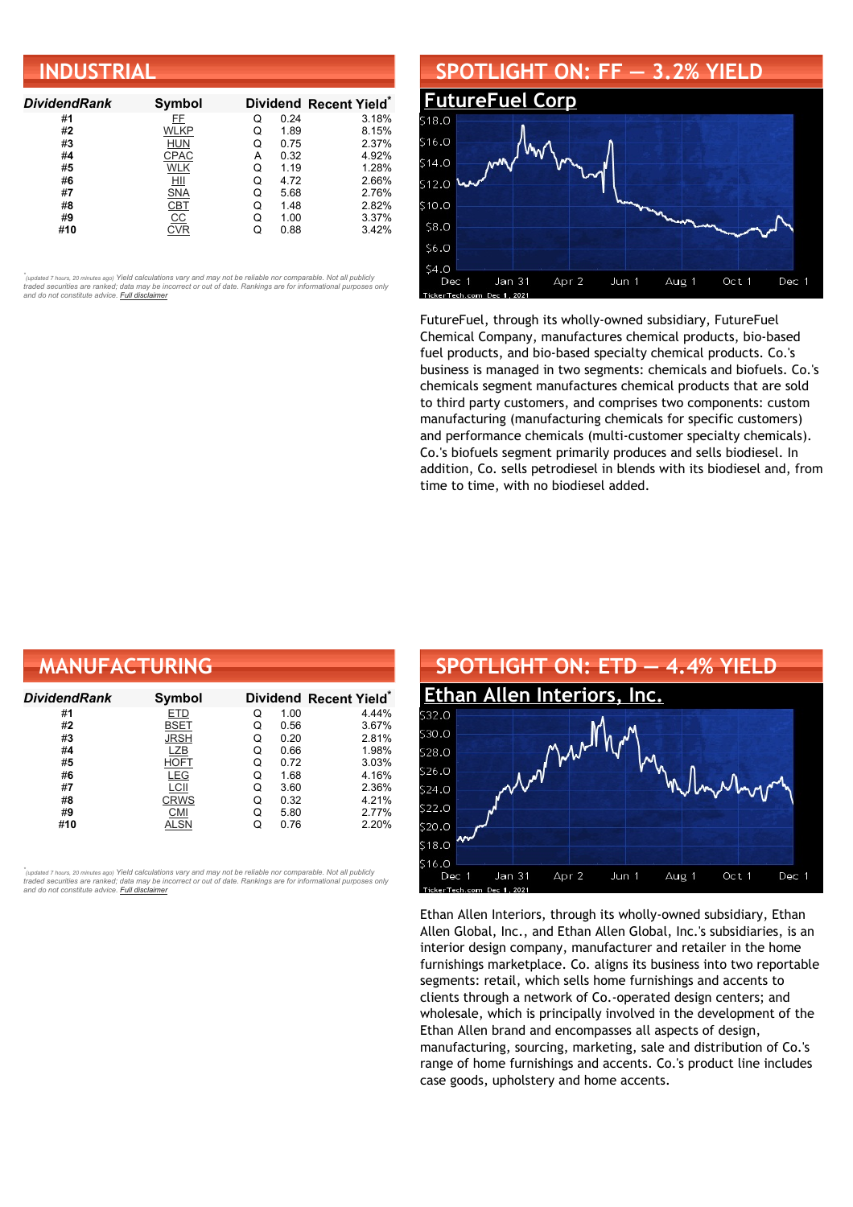## INDUSTRIAL

| DividendRank | Symbol | Dividend | | Recent Yield* |
|---|---|---|---|---|
| #1 | FF | Q | 0.24 | 3.18% |
| #2 | WLKP | Q | 1.89 | 8.15% |
| #3 | HUN | Q | 0.75 | 2.37% |
| #4 | CPAC | A | 0.32 | 4.92% |
| #5 | WLK | Q | 1.19 | 1.28% |
| #6 | HII | Q | 4.72 | 2.66% |
| #7 | SNA | Q | 5.68 | 2.76% |
| #8 | CBT | Q | 1.48 | 2.82% |
| #9 | CC | Q | 1.00 | 3.37% |
| #10 | CVR | Q | 0.88 | 3.42% |

*(updated 7 hours, 20 minutes ago) Yield calculations vary and may not be reliable nor comparable. Not all publicly traded securities are ranked; data may be incorrect or out of date. Rankings are for informational purposes only and do not constitute advice. Full disclaimer

## SPOTLIGHT ON: FF — 3.2% YIELD

### FutureFuel Corp

$18.0
$16.0
$14.0
$12.0
$10.0
$8.0
$6.0
$4.0
Dec 1 Jan 31 Apr 2 Jun 1 Aug 1 Oct 1 Dec 1
TickerTech.com Dec 1, 2021

FutureFuel, through its wholly-owned subsidiary, FutureFuel Chemical Company, manufactures chemical products, bio-based fuel products, and bio-based specialty chemical products. Co.'s business is managed in two segments: chemicals and biofuels. Co.'s chemicals segment manufactures chemical products that are sold to third party customers, and comprises two components: custom manufacturing (manufacturing chemicals for specific customers) and performance chemicals (multi-customer specialty chemicals). Co.'s biofuels segment primarily produces and sells biodiesel. In addition, Co. sells petrodiesel in blends with its biodiesel and, from time to time, with no biodiesel added.

## MANUFACTURING

| DividendRank | Symbol | Dividend | | Recent Yield* |
|---|---|---|---|---|
| #1 | ETD | Q | 1.00 | 4.44% |
| #2 | BSET | Q | 0.56 | 3.67% |
| #3 | JRSH | Q | 0.20 | 2.81% |
| #4 | LZB | Q | 0.66 | 1.98% |
| #5 | HOFT | Q | 0.72 | 3.03% |
| #6 | LEG | Q | 1.68 | 4.16% |
| #7 | LCII | Q | 3.60 | 2.36% |
| #8 | CRWS | Q | 0.32 | 4.21% |
| #9 | CMI | Q | 5.80 | 2.77% |
| #10 | ALSN | Q | 0.76 | 2.20% |

*(updated 7 hours, 20 minutes ago) Yield calculations vary and may not be reliable nor comparable. Not all publicly traded securities are ranked; data may be incorrect or out of date. Rankings are for informational purposes only and do not constitute advice. Full disclaimer

## SPOTLIGHT ON: ETD — 4.4% YIELD

### Ethan Allen Interiors, Inc.

$32.0
$30.0
$28.0
$26.0
$24.0
$22.0
$20.0
$18.0
$16.0
Dec 1 Jan 31 Apr 2 Jun 1 Aug 1 Oct 1 Dec 1
TickerTech.com Dec 1, 2021

Ethan Allen Interiors, through its wholly-owned subsidiary, Ethan Allen Global, Inc., and Ethan Allen Global, Inc.'s subsidiaries, is an interior design company, manufacturer and retailer in the home furnishings marketplace. Co. aligns its business into two reportable segments: retail, which sells home furnishings and accents to clients through a network of Co.-operated design centers; and wholesale, which is principally involved in the development of the Ethan Allen brand and encompasses all aspects of design, manufacturing, sourcing, marketing, sale and distribution of Co.'s range of home furnishings and accents. Co.'s product line includes case goods, upholstery and home accents.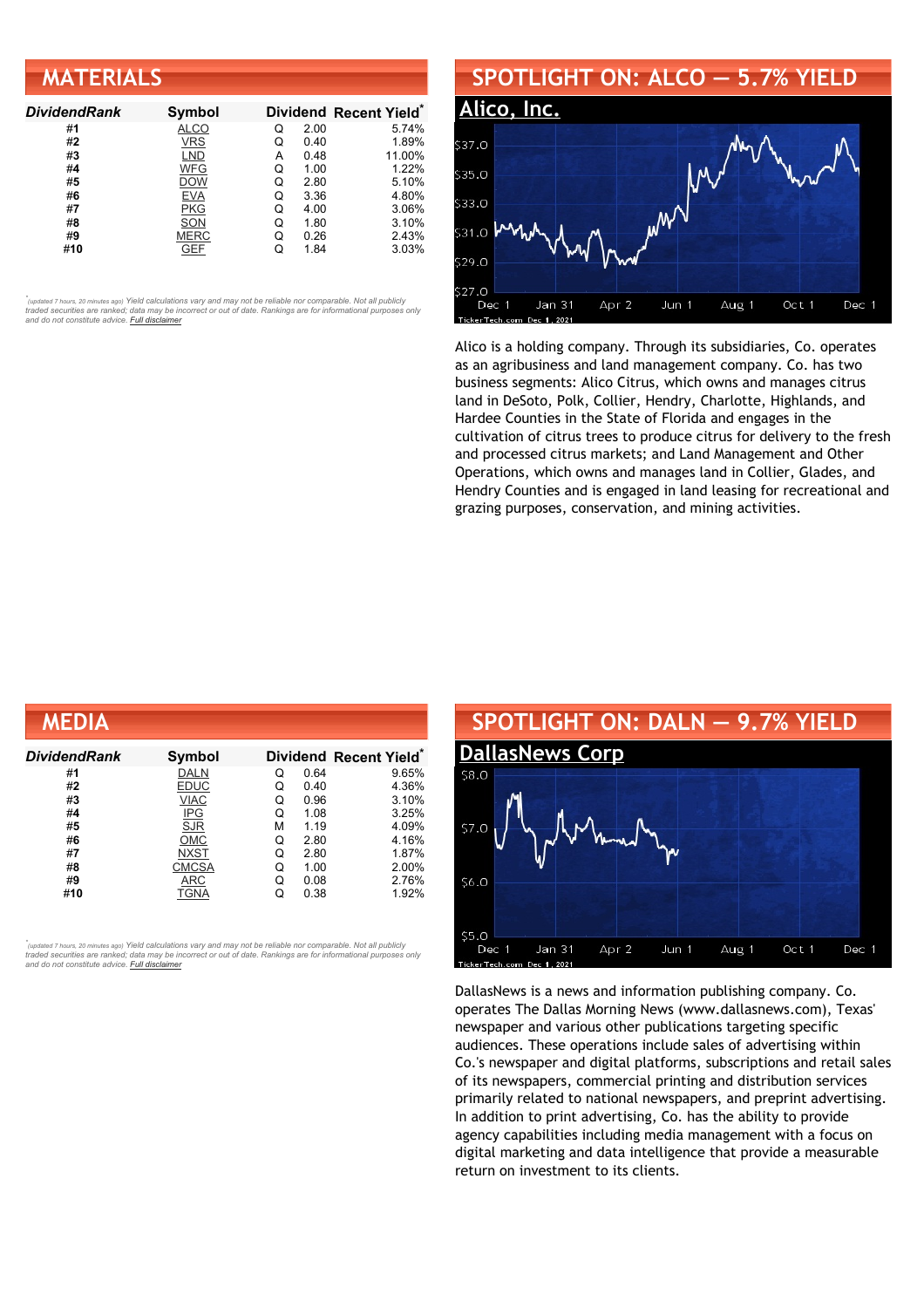## MATERIALS

| DividendRank | Symbol | | Dividend | Recent Yield* |
|---|---|---|---|---|
| #1 | ALCO | Q | 2.00 | 5.74% |
| #2 | VRS | Q | 0.40 | 1.89% |
| #3 | LND | A | 0.48 | 11.00% |
| #4 | WFG | Q | 1.00 | 1.22% |
| #5 | DOW | Q | 2.80 | 5.10% |
| #6 | EVA | Q | 3.36 | 4.80% |
| #7 | PKG | Q | 4.00 | 3.06% |
| #8 | SON | Q | 1.80 | 3.10% |
| #9 | MERC | Q | 0.26 | 2.43% |
| #10 | GEF | Q | 1.84 | 3.03% |

*(updated 7 hours, 20 minutes ago) Yield calculations vary and may not be reliable nor comparable. Not all publicly traded securities are ranked; data may be incorrect or out of date. Rankings are for informational purposes only and do not constitute advice. Full disclaimer

## SPOTLIGHT ON: ALCO — 5.7% YIELD

Alico, Inc.

$37.0
$35.0
$33.0
$31.0
$29.0
$27.0
Dec 1 Jan 31 Apr 2 Jun 1 Aug 1 Oct 1 Dec 1
TickerTech.com Dec 1, 2021

Alico is a holding company. Through its subsidiaries, Co. operates as an agribusiness and land management company. Co. has two business segments: Alico Citrus, which owns and manages citrus land in DeSoto, Polk, Collier, Hendry, Charlotte, Highlands, and Hardee Counties in the State of Florida and engages in the cultivation of citrus trees to produce citrus for delivery to the fresh and processed citrus markets; and Land Management and Other Operations, which owns and manages land in Collier, Glades, and Hendry Counties and is engaged in land leasing for recreational and grazing purposes, conservation, and mining activities.

## MEDIA

| DividendRank | Symbol | | Dividend | Recent Yield* |
|---|---|---|---|---|
| #1 | DALN | Q | 0.64 | 9.65% |
| #2 | EDUC | Q | 0.40 | 4.36% |
| #3 | VIAC | Q | 0.96 | 3.10% |
| #4 | IPG | Q | 1.08 | 3.25% |
| #5 | SJR | M | 1.19 | 4.09% |
| #6 | OMC | Q | 2.80 | 4.16% |
| #7 | NXST | Q | 2.80 | 1.87% |
| #8 | CMCSA | Q | 1.00 | 2.00% |
| #9 | ARC | Q | 0.08 | 2.76% |
| #10 | TGNA | Q | 0.38 | 1.92% |

*(updated 7 hours, 20 minutes ago) Yield calculations vary and may not be reliable nor comparable. Not all publicly traded securities are ranked; data may be incorrect or out of date. Rankings are for informational purposes only and do not constitute advice. Full disclaimer

## SPOTLIGHT ON: DALN — 9.7% YIELD

DallasNews Corp

$8.0
$7.0
$6.0
$5.0
Dec 1 Jan 31 Apr 2 Jun 1 Aug 1 Oct 1 Dec 1
TickerTech.com Dec 1, 2021

DallasNews is a news and information publishing company. Co. operates The Dallas Morning News (www.dallasnews.com), Texas' newspaper and various other publications targeting specific audiences. These operations include sales of advertising within Co.'s newspaper and digital platforms, subscriptions and retail sales of its newspapers, commercial printing and distribution services primarily related to national newspapers, and preprint advertising. In addition to print advertising, Co. has the ability to provide agency capabilities including media management with a focus on digital marketing and data intelligence that provide a measurable return on investment to its clients.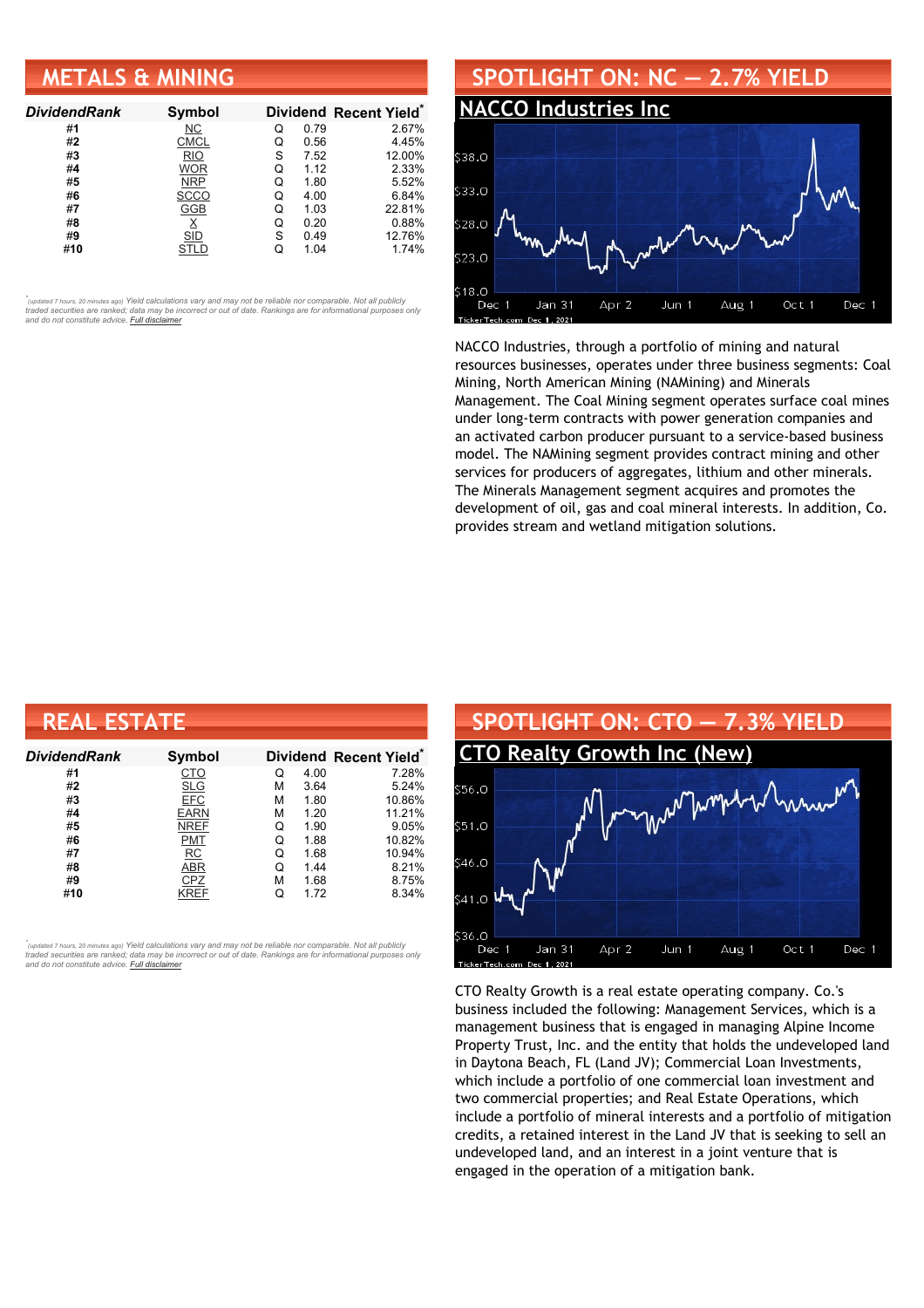## METALS & MINING

| DividendRank | Symbol | Dividend | | Recent Yield* |
|---|---|---|---|---|
| #1 | NC | Q | 0.79 | 2.67% |
| #2 | CMCL | Q | 0.56 | 4.45% |
| #3 | RIO | S | 7.52 | 12.00% |
| #4 | WOR | Q | 1.12 | 2.33% |
| #5 | NRP | Q | 1.80 | 5.52% |
| #6 | SCCO | Q | 4.00 | 6.84% |
| #7 | GGB | Q | 1.03 | 22.81% |
| #8 | X | Q | 0.20 | 0.88% |
| #9 | SID | S | 0.49 | 12.76% |
| #10 | STLD | Q | 1.04 | 1.74% |

*(updated 7 hours, 20 minutes ago) Yield calculations vary and may not be reliable nor comparable. Not all publicly traded securities are ranked; data may be incorrect or out of date. Rankings are for informational purposes only and do not constitute advice. Full disclaimer*

## SPOTLIGHT ON: NC — 2.7% YIELD

### NACCO Industries Inc

$38.0
$33.0
$28.0
$23.0
$18.0
Dec 1 Jan 31 Apr 2 Jun 1 Aug 1 Oct 1 Dec 1
TickerTech.com Dec 1, 2021

NACCO Industries, through a portfolio of mining and natural resources businesses, operates under three business segments: Coal Mining, North American Mining (NAMining) and Minerals Management. The Coal Mining segment operates surface coal mines under long-term contracts with power generation companies and an activated carbon producer pursuant to a service-based business model. The NAMining segment provides contract mining and other services for producers of aggregates, lithium and other minerals. The Minerals Management segment acquires and promotes the development of oil, gas and coal mineral interests. In addition, Co. provides stream and wetland mitigation solutions.

## REAL ESTATE

| DividendRank | Symbol | Dividend | | Recent Yield* |
|---|---|---|---|---|
| #1 | CTO | Q | 4.00 | 7.28% |
| #2 | SLG | M | 3.64 | 5.24% |
| #3 | EFC | M | 1.80 | 10.86% |
| #4 | EARN | M | 1.20 | 11.21% |
| #5 | NREF | Q | 1.90 | 9.05% |
| #6 | PMT | Q | 1.88 | 10.82% |
| #7 | RC | Q | 1.68 | 10.94% |
| #8 | ABR | Q | 1.44 | 8.21% |
| #9 | CPZ | M | 1.68 | 8.75% |
| #10 | KREF | Q | 1.72 | 8.34% |

*(updated 7 hours, 20 minutes ago) Yield calculations vary and may not be reliable nor comparable. Not all publicly traded securities are ranked; data may be incorrect or out of date. Rankings are for informational purposes only and do not constitute advice. Full disclaimer*

## SPOTLIGHT ON: CTO — 7.3% YIELD

### CTO Realty Growth Inc (New)

$56.0
$51.0
$46.0
$41.0
$36.0
Dec 1 Jan 31 Apr 2 Jun 1 Aug 1 Oct 1 Dec 1
TickerTech.com Dec 1, 2021

CTO Realty Growth is a real estate operating company. Co.'s business included the following: Management Services, which is a management business that is engaged in managing Alpine Income Property Trust, Inc. and the entity that holds the undeveloped land in Daytona Beach, FL (Land JV); Commercial Loan Investments, which include a portfolio of one commercial loan investment and two commercial properties; and Real Estate Operations, which include a portfolio of mineral interests and a portfolio of mitigation credits, a retained interest in the Land JV that is seeking to sell an undeveloped land, and an interest in a joint venture that is engaged in the operation of a mitigation bank.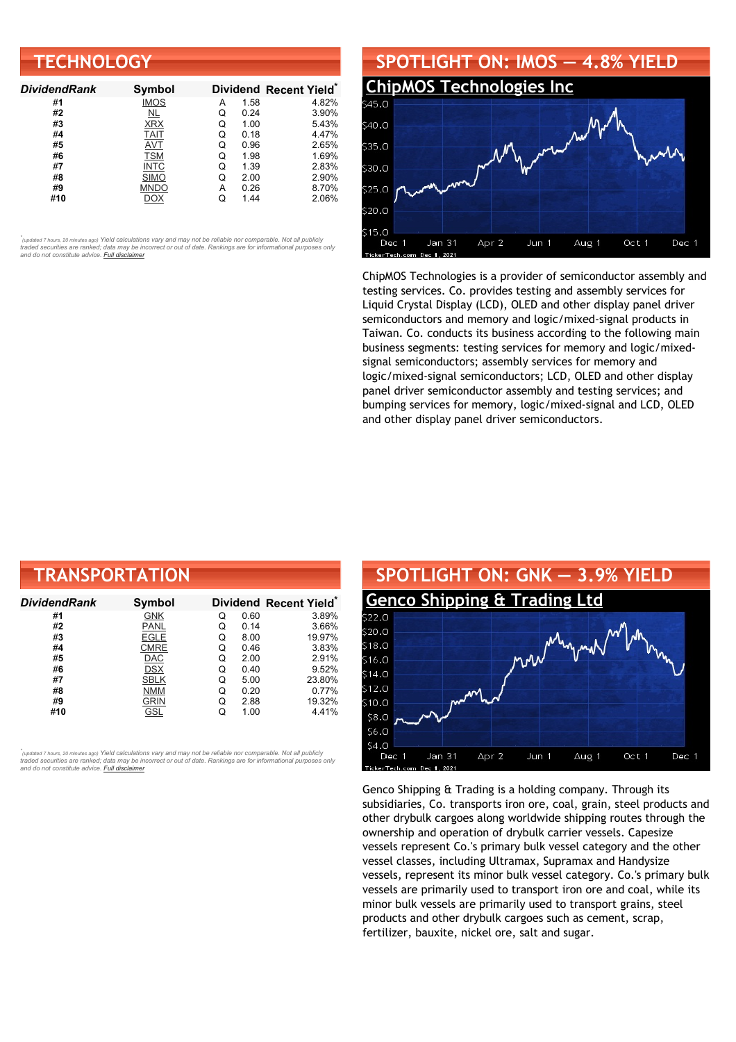## TECHNOLOGY

| DividendRank | Symbol | Dividend | | Recent Yield* |
|---|---|---|---|---|
| #1 | IMOS | A | 1.58 | 4.82% |
| #2 | NL | Q | 0.24 | 3.90% |
| #3 | XRX | Q | 1.00 | 5.43% |
| #4 | TAIT | Q | 0.18 | 4.47% |
| #5 | AVT | Q | 0.96 | 2.65% |
| #6 | TSM | Q | 1.98 | 1.69% |
| #7 | INTC | Q | 1.39 | 2.83% |
| #8 | SIMO | Q | 2.00 | 2.90% |
| #9 | MNDO | A | 0.26 | 8.70% |
| #10 | DOX | Q | 1.44 | 2.06% |

*(updated 7 hours, 20 minutes ago) Yield calculations vary and may not be reliable nor comparable. Not all publicly traded securities are ranked; data may be incorrect or out of date. Rankings are for informational purposes only and do not constitute advice. Full disclaimer

## SPOTLIGHT ON: IMOS — 4.8% YIELD

### ChipMOS Technologies Inc

$45.0
$40.0
$35.0
$30.0
$25.0
$20.0
$15.0
Dec 1 Jan 31 Apr 2 Jun 1 Aug 1 Oct 1 Dec 1
TickerTech.com Dec 1, 2021

ChipMOS Technologies is a provider of semiconductor assembly and testing services. Co. provides testing and assembly services for Liquid Crystal Display (LCD), OLED and other display panel driver semiconductors and memory and logic/mixed-signal products in Taiwan. Co. conducts its business according to the following main business segments: testing services for memory and logic/mixed-signal semiconductors; assembly services for memory and logic/mixed-signal semiconductors; LCD, OLED and other display panel driver semiconductor assembly and testing services; and bumping services for memory, logic/mixed-signal and LCD, OLED and other display panel driver semiconductors.

## TRANSPORTATION

| DividendRank | Symbol | Dividend | | Recent Yield* |
|---|---|---|---|---|
| #1 | GNK | Q | 0.60 | 3.89% |
| #2 | PANL | Q | 0.14 | 3.66% |
| #3 | EGLE | Q | 8.00 | 19.97% |
| #4 | CMRE | Q | 0.46 | 3.83% |
| #5 | DAC | Q | 2.00 | 2.91% |
| #6 | DSX | Q | 0.40 | 9.52% |
| #7 | SBLK | Q | 5.00 | 23.80% |
| #8 | NMM | Q | 0.20 | 0.77% |
| #9 | GRIN | Q | 2.88 | 19.32% |
| #10 | GSL | Q | 1.00 | 4.41% |

*(updated 7 hours, 20 minutes ago) Yield calculations vary and may not be reliable nor comparable. Not all publicly traded securities are ranked; data may be incorrect or out of date. Rankings are for informational purposes only and do not constitute advice. Full disclaimer

## SPOTLIGHT ON: GNK — 3.9% YIELD

### Genco Shipping & Trading Ltd

$22.0
$20.0
$18.0
$16.0
$14.0
$12.0
$10.0
$8.0
$6.0
$4.0
Dec 1 Jan 31 Apr 2 Jun 1 Aug 1 Oct 1 Dec 1
TickerTech.com Dec 1, 2021

Genco Shipping & Trading is a holding company. Through its subsidiaries, Co. transports iron ore, coal, grain, steel products and other drybulk cargoes along worldwide shipping routes through the ownership and operation of drybulk carrier vessels. Capesize vessels represent Co.'s primary bulk vessel category and the other vessel classes, including Ultramax, Supramax and Handysize vessels, represent its minor bulk vessel category. Co.'s primary bulk vessels are primarily used to transport iron ore and coal, while its minor bulk vessels are primarily used to transport grains, steel products and other drybulk cargoes such as cement, scrap, fertilizer, bauxite, nickel ore, salt and sugar.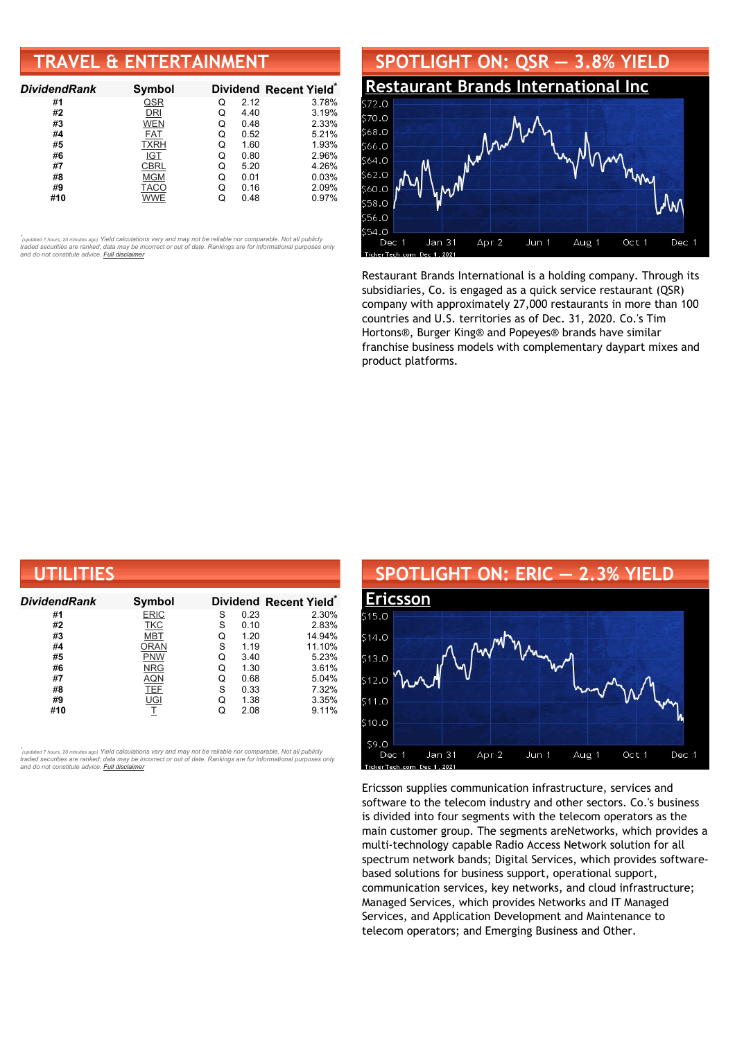## TRAVEL & ENTERTAINMENT

| DividendRank | Symbol | Dividend | | Recent Yield* |
|---|---|---|---|---|
| #1 | QSR | Q | 2.12 | 3.78% |
| #2 | DRI | Q | 4.40 | 3.19% |
| #3 | WEN | Q | 0.48 | 2.33% |
| #4 | FAT | Q | 0.52 | 5.21% |
| #5 | TXRH | Q | 1.60 | 1.93% |
| #6 | IGT | Q | 0.80 | 2.96% |
| #7 | CBRL | Q | 5.20 | 4.26% |
| #8 | MGM | Q | 0.01 | 0.03% |
| #9 | TACO | Q | 0.16 | 2.09% |
| #10 | WWE | Q | 0.48 | 0.97% |

*(updated 7 hours, 20 minutes ago) Yield calculations vary and may not be reliable nor comparable. Not all publicly traded securities are ranked; data may be incorrect or out of date. Rankings are for informational purposes only and do not constitute advice. Full disclaimer*

## SPOTLIGHT ON: QSR — 3.8% YIELD

### Restaurant Brands International Inc

$72.0
$70.0
$68.0
$66.0
$64.0
$62.0
$60.0
$58.0
$56.0
$54.0
Dec 1 Jan 31 Apr 2 Jun 1 Aug 1 Oct 1 Dec 1
TickerTech.com Dec 1, 2021

Restaurant Brands International is a holding company. Through its subsidiaries, Co. is engaged as a quick service restaurant (QSR) company with approximately 27,000 restaurants in more than 100 countries and U.S. territories as of Dec. 31, 2020. Co.'s Tim Hortons®, Burger King® and Popeyes® brands have similar franchise business models with complementary daypart mixes and product platforms.

## UTILITIES

| DividendRank | Symbol | Dividend | | Recent Yield* |
|---|---|---|---|---|
| #1 | ERIC | S | 0.23 | 2.30% |
| #2 | TKC | S | 0.10 | 2.83% |
| #3 | MBT | Q | 1.20 | 14.94% |
| #4 | ORAN | S | 1.19 | 11.10% |
| #5 | PNW | Q | 3.40 | 5.23% |
| #6 | NRG | Q | 1.30 | 3.61% |
| #7 | AQN | Q | 0.68 | 5.04% |
| #8 | TEF | S | 0.33 | 7.32% |
| #9 | UGI | Q | 1.38 | 3.35% |
| #10 | T | Q | 2.08 | 9.11% |

*(updated 7 hours, 20 minutes ago) Yield calculations vary and may not be reliable nor comparable. Not all publicly traded securities are ranked; data may be incorrect or out of date. Rankings are for informational purposes only and do not constitute advice. Full disclaimer*

## SPOTLIGHT ON: ERIC — 2.3% YIELD

### Ericsson

$15.0
$14.0
$13.0
$12.0
$11.0
$10.0
$9.0
Dec 1 Jan 31 Apr 2 Jun 1 Aug 1 Oct 1 Dec 1
TickerTech.com Dec 1, 2021

Ericsson supplies communication infrastructure, services and software to the telecom industry and other sectors. Co.'s business is divided into four segments with the telecom operators as the main customer group. The segments areNetworks, which provides a multi-technology capable Radio Access Network solution for all spectrum network bands; Digital Services, which provides software-based solutions for business support, operational support, communication services, key networks, and cloud infrastructure; Managed Services, which provides Networks and IT Managed Services, and Application Development and Maintenance to telecom operators; and Emerging Business and Other.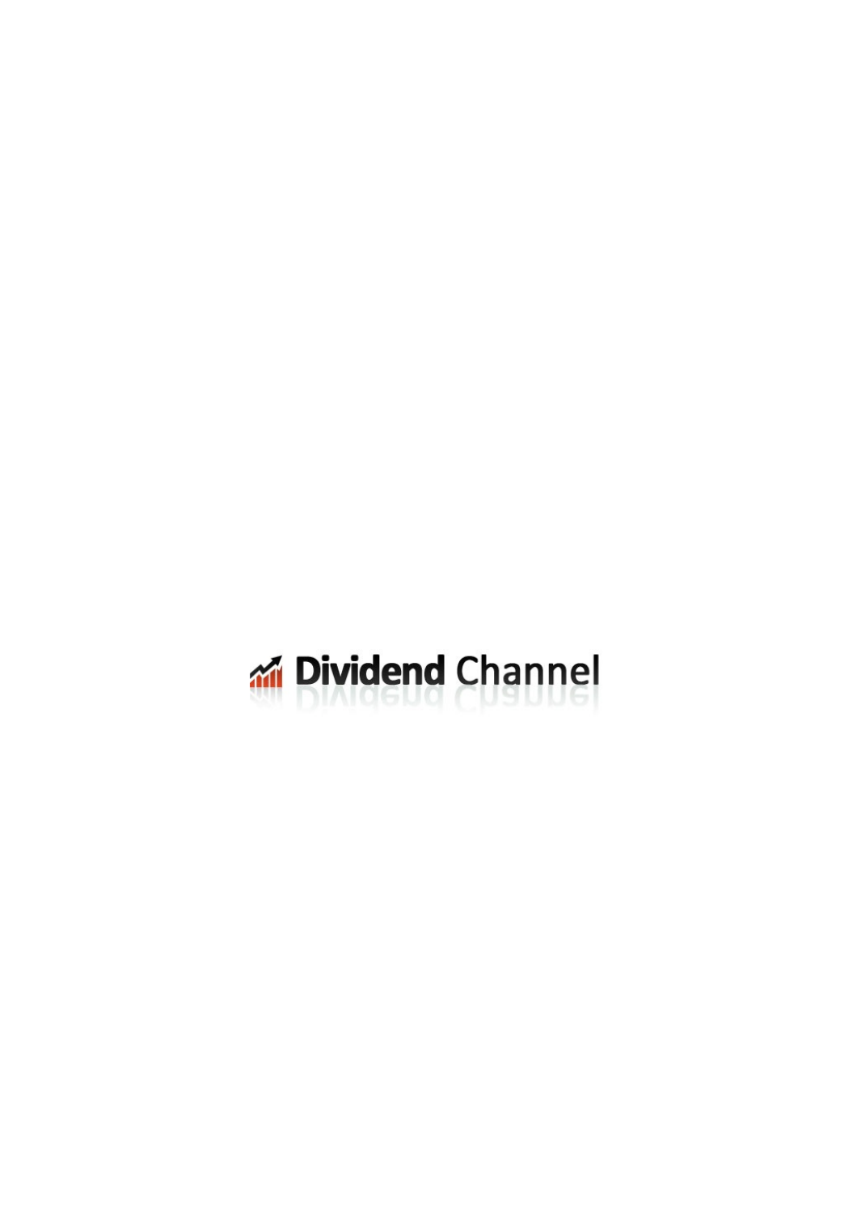Dividend Channel